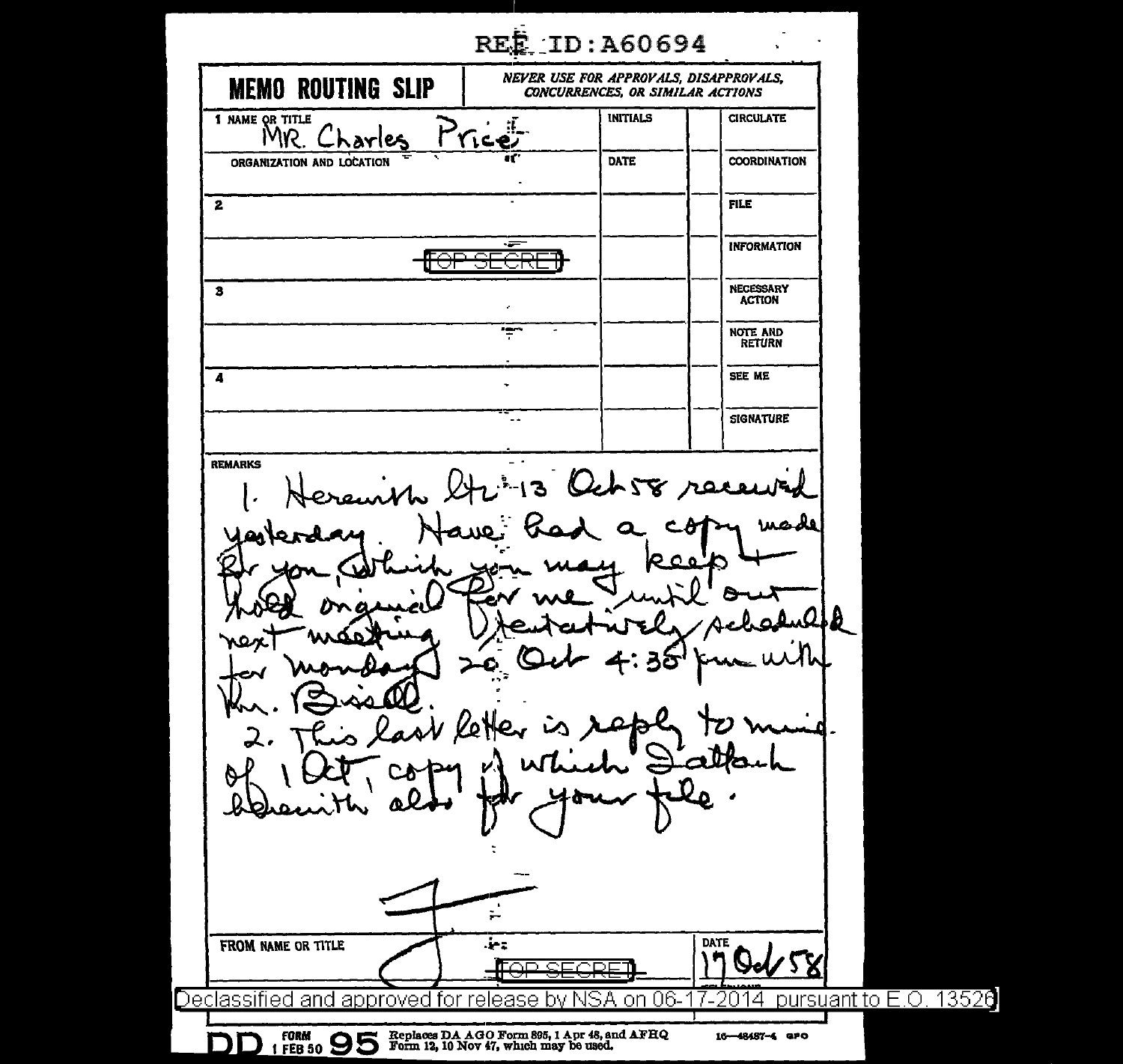REF ID:A60694

**MEMO ROUTING SLIP** | *NEVER USE FOR APPROVALS, DISAPPROVALS, CONCURRENCES, OR SIMILAR ACTIONS*

| 1 NAME OR TITLE | INITIALS | | CIRCULATE |
|---|---|---|---|
| MR. Charles Price | | | |
| ORGANIZATION AND LOCATION | DATE | | COORDINATION |
| | | | |
| 2 | | | FILE |
| | | | INFORMATION |
| 3 | | | NECESSARY ACTION |
| | | | NOTE AND RETURN |
| 4 | | | SEE ME |
| | | | SIGNATURE |

TOP SECRET

**REMARKS**

1. Herewith ltr 13 Oct 58 received yesterday. Have had a copy made for you, which you may keep + hold original for me until our next meeting (tentatively scheduled for Monday 20 Oct 4:30 pm with Mr. Bissell).

2. This last letter is reply to mine of 1 Oct, copy of which I attach herewith also for your file.

F

FROM NAME OR TITLE | DATE 17 Oct 58

TOP SECRET

Declassified and approved for release by NSA on 06-17-2014 pursuant to E.O. 13526

DD FORM 1 FEB 50 95 Replaces DA AGO Form 895, 1 Apr 48, and AFHQ Form 12, 10 Nov 47, which may be used. 16—48487-4 GPO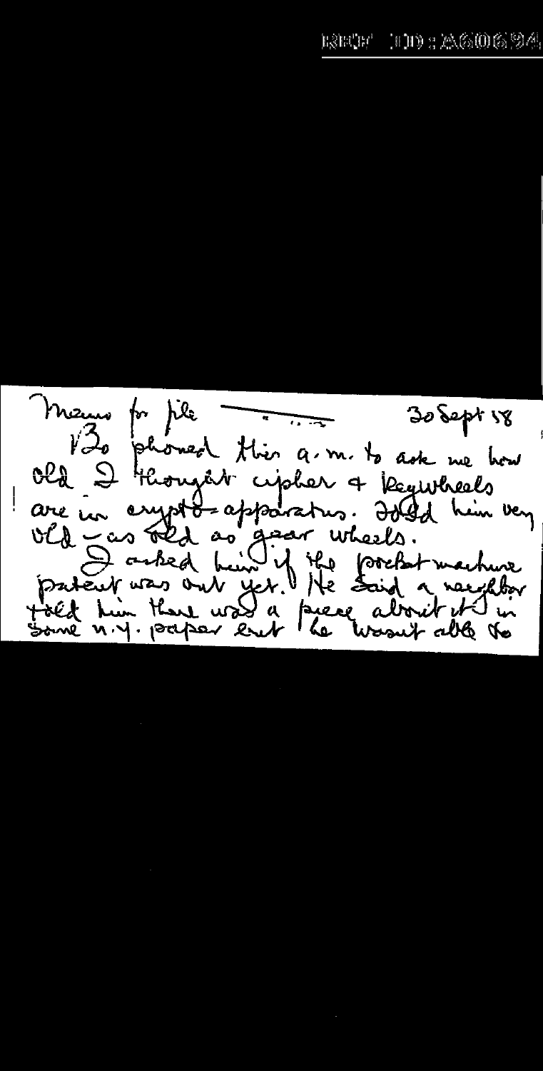Memo for file ——— 30 Sept 58

VZo phoned this a.m. to ask me how old I thought cipher & keywheels are in crypto-apparatus. Told him very old — as old as gear wheels.

I asked him if the pocket machine patent was out yet. He said a neighbor told him there was a piece about it in some N.Y. paper but he wasn't able to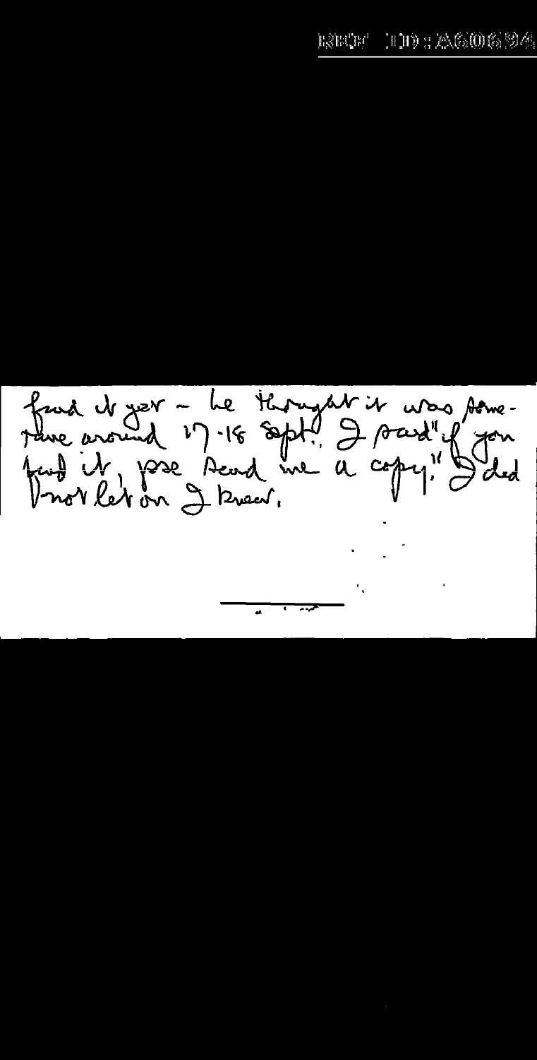REF ID:A60694

find it yet – he thought it was sometime around 17-18 Sept." I said "if you find it, pse send me a copy." I did not let on I knew.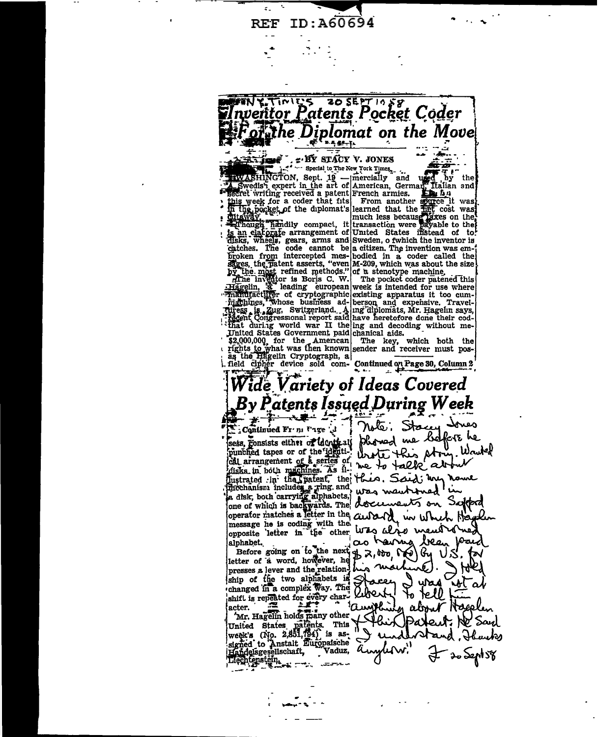REF ID:A60694

N.Y. TIMES 20 SEPT 1958

# Inventor Patents Pocket Coder For the Diplomat on the Move

By STACY V. JONES

Special to The New York Times.

WASHINGTON, Sept. 19 — A Swedish expert in the art of secret writing received a patent this week for a coder that fits in the pocket of the diplomat's cutaway.

Though handily compact, it is an elaborate arrangement of disks, wheels, gears, arms and catches. The code cannot be broken from intercepted messages, the patent asserts, "even by the most refined methods."

The inventor is Boris C. W. Hagelin, a leading European manufacturer of cryptographic machines, whose business address is Zug, Switzerland. A recent Congressional report said that during world war II the United States Government paid $2,000,000, for the American rights to what was then known as the Hagelin Cryptograph, a field cipher device sold commercially and used by the American, German, Italian and French armies.

From another source it was learned that the net cost was much less because taxes on the transaction were payable to the United States instead of to Sweden, of which the inventor is a citizen. The invention was embodied in a coder called the M-209, which was about the size of a stenotype machine.

The pocket coder patented this week is intended for use where existing apparatus it too cumberson and expensive. Traveling diplomats, Mr. Hagelin says, have heretofore done their coding and decoding without mechanical aids.

The key, which both the sender and receiver must pos-

Continued on Page 30, Column 2

## Wide Variety of Ideas Covered By Patents Issued During Week

Continued From Page 1

sess, consists either of identical punched tapes or of the identical arrangement of a series of disks in both machines. As illustrated in the patent, the mechanism includes a ring and a disk, both carrying alphabets, one of which is backwards. The operator matches a letter in the message he is coding with the opposite letter in the other alphabet.

Before going on to the next letter of a word, however, he presses a lever and the relationship of the two alphabets is changed in a complex way. The shift is repeated for every character.

Mr. Hagelin holds many other United States patents. This week's (No. 2,851,794) is assigned to Anstalt Europaische Handelsgesellschaft, Vaduz, Liechtenstein.

Note: Stacy Jones phoned me before he wrote this story. Wanted me to talk about this. Said my name was mentioned in documents on Safford award, in which Hagelin was also mentioned as having been paid $2,000,000 by U.S. for his machine). I told Stacey I was not at liberty to tell him anything about Hagelin & this patent. He said "I understand. Thanks anyhow."

F 20 Sept 58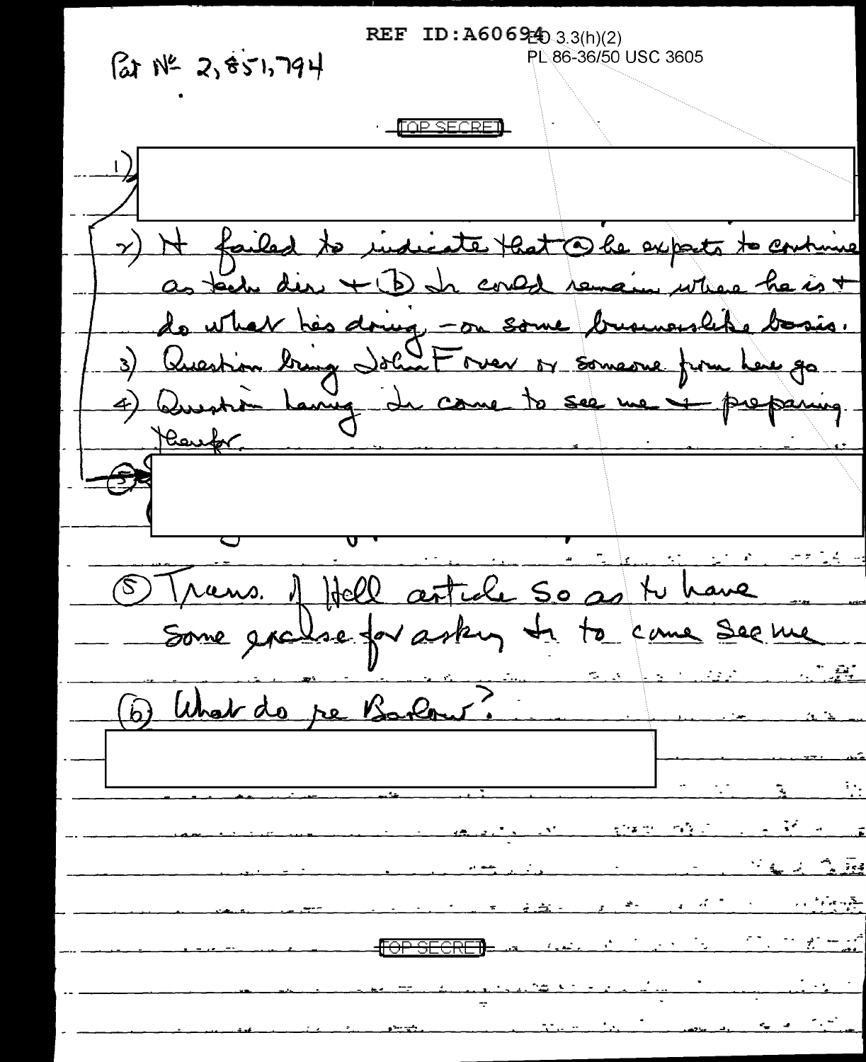REF ID:A60694 EO 3.3(h)(2)
PL 86-36/50 USC 3605

Pat No 2,851,794

TOP SECRET

1) [redacted]

2) H failed to indicate that ⓐ he expects to continue as tech dir + ⓑ Ir could remain where he is + do what he's doing — on some businesslike basis.

3) Question bring John F over or someone from here go

4) Question having Ir come to see me + preparing therefor.

5) [redacted]

(5) Trans. of Hell article so as to have some excuse for asking Ir to come see me

(6) What do re Barlow?

[redacted]

TOP SECRET